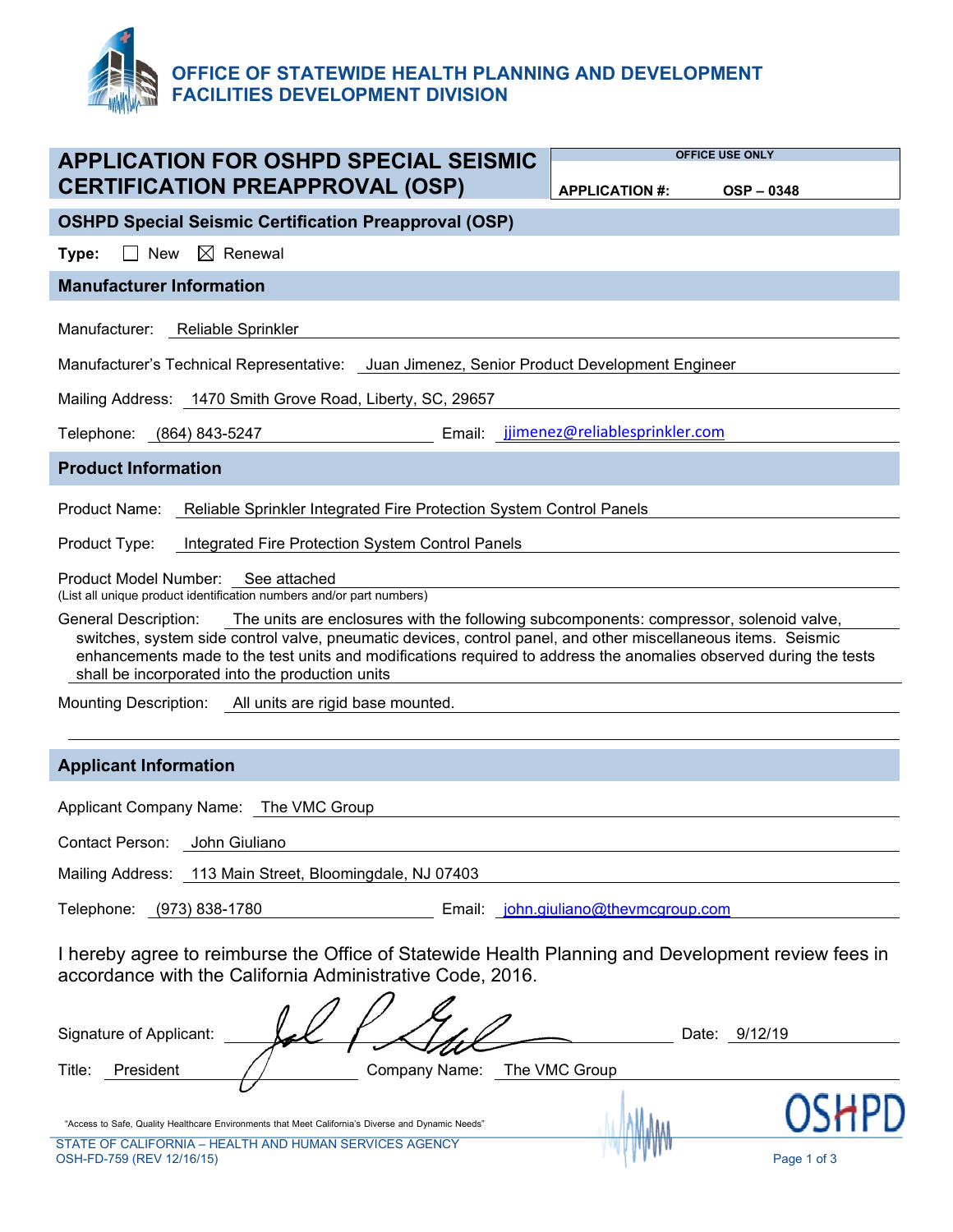**OFFICE OF STATEWIDE HEALTH PLANNING AND DEVELOPMENT**
**FACILITIES DEVELOPMENT DIVISION**

# APPLICATION FOR OSHPD SPECIAL SEISMIC CERTIFICATION PREAPPROVAL (OSP)

OFFICE USE ONLY

**APPLICATION #:** OSP – 0348

## OSHPD Special Seismic Certification Preapproval (OSP)

**Type:** ☐ New ☒ Renewal

## Manufacturer Information

Manufacturer: Reliable Sprinkler

Manufacturer's Technical Representative: Juan Jimenez, Senior Product Development Engineer

Mailing Address: 1470 Smith Grove Road, Liberty, SC, 29657

Telephone: (864) 843-5247 Email: jjimenez@reliablesprinkler.com

## Product Information

Product Name: Reliable Sprinkler Integrated Fire Protection System Control Panels

Product Type: Integrated Fire Protection System Control Panels

Product Model Number: See attached
(List all unique product identification numbers and/or part numbers)

General Description: The units are enclosures with the following subcomponents: compressor, solenoid valve, switches, system side control valve, pneumatic devices, control panel, and other miscellaneous items. Seismic enhancements made to the test units and modifications required to address the anomalies observed during the tests shall be incorporated into the production units

Mounting Description: All units are rigid base mounted.

## Applicant Information

Applicant Company Name: The VMC Group

Contact Person: John Giuliano

Mailing Address: 113 Main Street, Bloomingdale, NJ 07403

Telephone: (973) 838-1780 Email: john.giuliano@thevmcgroup.com

I hereby agree to reimburse the Office of Statewide Health Planning and Development review fees in accordance with the California Administrative Code, 2016.

Signature of Applicant: [signature] Date: 9/12/19

Title: President Company Name: The VMC Group

"Access to Safe, Quality Healthcare Environments that Meet California's Diverse and Dynamic Needs"

STATE OF CALIFORNIA – HEALTH AND HUMAN SERVICES AGENCY
OSH-FD-759 (REV 12/16/15)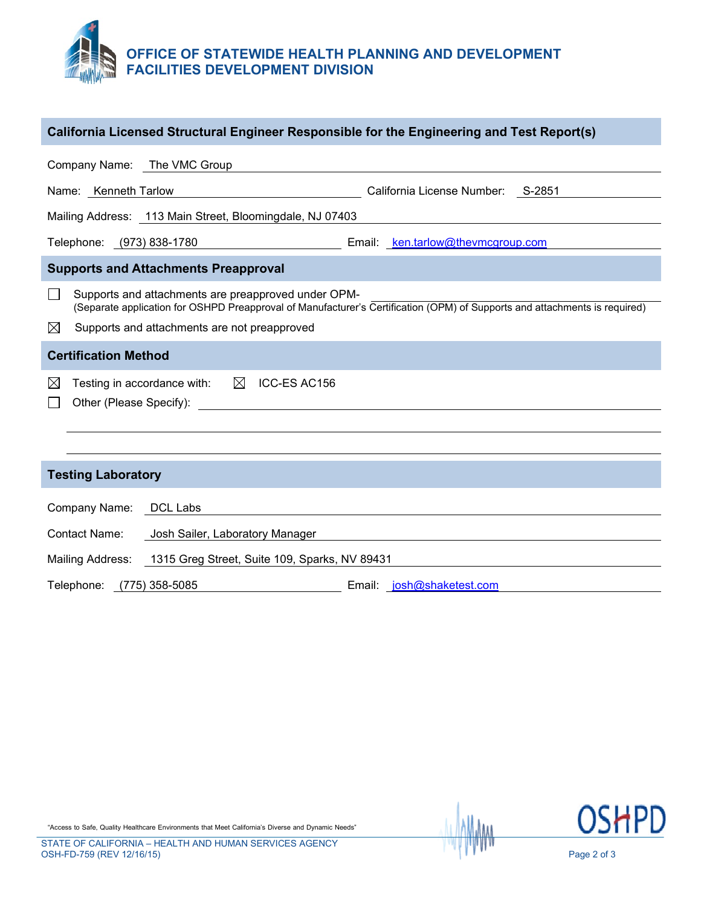## California Licensed Structural Engineer Responsible for the Engineering and Test Report(s)

Company Name: The VMC Group

Name: Kenneth Tarlow    California License Number: S-2851

Mailing Address: 113 Main Street, Bloomingdale, NJ 07403

Telephone: (973) 838-1780    Email: ken.tarlow@thevmcgroup.com

## Supports and Attachments Preapproval

☐ Supports and attachments are preapproved under OPM-
(Separate application for OSHPD Preapproval of Manufacturer's Certification (OPM) of Supports and attachments is required)

☒ Supports and attachments are not preapproved

## Certification Method

☒ Testing in accordance with: ☒ ICC-ES AC156

☐ Other (Please Specify):

## Testing Laboratory

Company Name: DCL Labs

Contact Name: Josh Sailer, Laboratory Manager

Mailing Address: 1315 Greg Street, Suite 109, Sparks, NV 89431

Telephone: (775) 358-5085    Email: josh@shaketest.com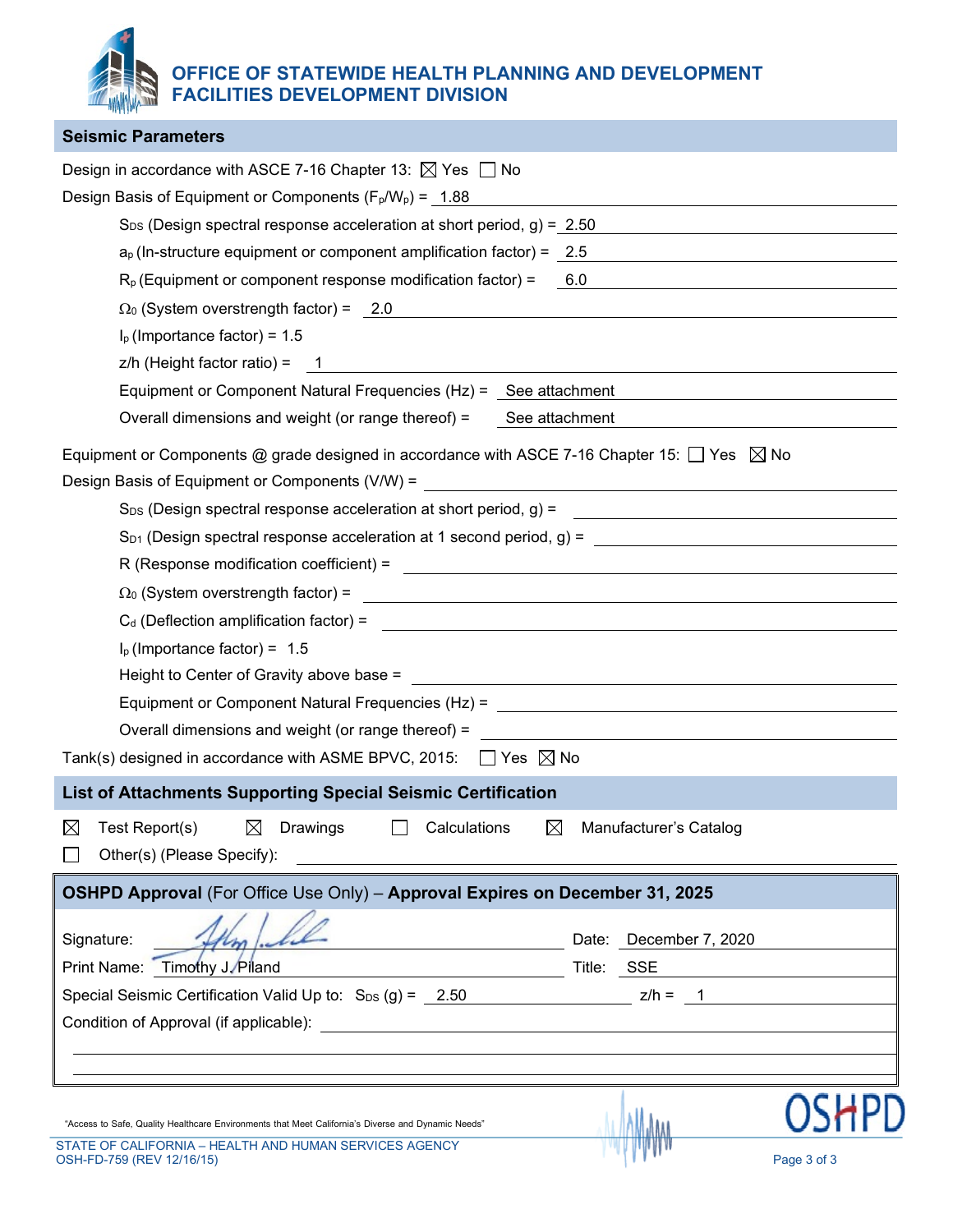# OFFICE OF STATEWIDE HEALTH PLANNING AND DEVELOPMENT
# FACILITIES DEVELOPMENT DIVISION

## Seismic Parameters

Design in accordance with ASCE 7-16 Chapter 13: ☒ Yes ☐ No

Design Basis of Equipment or Components ($F_p/W_p$) = 1.88

- $S_{DS}$ (Design spectral response acceleration at short period, g) = 2.50
- $a_p$ (In-structure equipment or component amplification factor) = 2.5
- $R_p$ (Equipment or component response modification factor) = 6.0
- $\Omega_0$ (System overstrength factor) = 2.0
- $I_p$ (Importance factor) = 1.5
- z/h (Height factor ratio) = 1
- Equipment or Component Natural Frequencies (Hz) = See attachment
- Overall dimensions and weight (or range thereof) = See attachment

Equipment or Components @ grade designed in accordance with ASCE 7-16 Chapter 15: ☐ Yes ☒ No

Design Basis of Equipment or Components (V/W) =

- $S_{DS}$ (Design spectral response acceleration at short period, g) =
- $S_{D1}$ (Design spectral response acceleration at 1 second period, g) =
- R (Response modification coefficient) =
- $\Omega_0$ (System overstrength factor) =
- $C_d$ (Deflection amplification factor) =
- $I_p$ (Importance factor) = 1.5
- Height to Center of Gravity above base =
- Equipment or Component Natural Frequencies (Hz) =
- Overall dimensions and weight (or range thereof) =

Tank(s) designed in accordance with ASME BPVC, 2015: ☐ Yes ☒ No

## List of Attachments Supporting Special Seismic Certification

☒ Test Report(s) ☒ Drawings ☐ Calculations ☒ Manufacturer's Catalog

☐ Other(s) (Please Specify):

## OSHPD Approval (For Office Use Only) – Approval Expires on December 31, 2025

Signature: [signature] Date: December 7, 2020

Print Name: Timothy J. Piland Title: SSE

Special Seismic Certification Valid Up to: $S_{DS}$ (g) = 2.50 z/h = 1

Condition of Approval (if applicable):

"Access to Safe, Quality Healthcare Environments that Meet California's Diverse and Dynamic Needs"

STATE OF CALIFORNIA – HEALTH AND HUMAN SERVICES AGENCY
OSH-FD-759 (REV 12/16/15)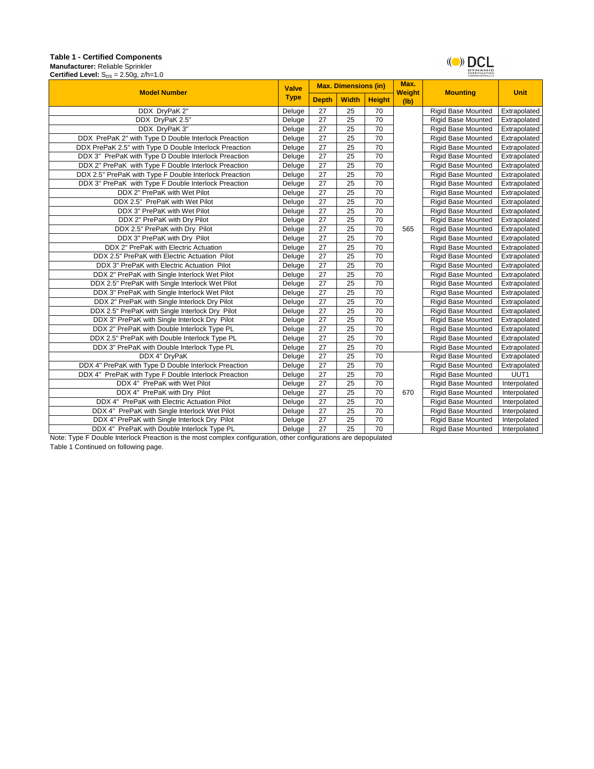**Table 1 - Certified Components**

**Manufacturer:** Reliable Sprinkler

**Certified Level:** $S_{DS}$ = 2.50g, z/h=1.0

| Model Number | Valve Type | Max. Dimensions (in) | | | Max. Weight (lb) | Mounting | Unit |
|---|---|---|---|---|---|---|---|
| | | Depth | Width | Height | | | |
| DDX DryPaK 2" | Deluge | 27 | 25 | 70 | 565 | Rigid Base Mounted | Extrapolated |
| DDX DryPaK 2.5" | Deluge | 27 | 25 | 70 | | Rigid Base Mounted | Extrapolated |
| DDX DryPaK 3" | Deluge | 27 | 25 | 70 | | Rigid Base Mounted | Extrapolated |
| DDX PrePaK 2" with Type D Double Interlock Preaction | Deluge | 27 | 25 | 70 | | Rigid Base Mounted | Extrapolated |
| DDX PrePaK 2.5" with Type D Double Interlock Preaction | Deluge | 27 | 25 | 70 | | Rigid Base Mounted | Extrapolated |
| DDX 3" PrePaK with Type D Double Interlock Preaction | Deluge | 27 | 25 | 70 | | Rigid Base Mounted | Extrapolated |
| DDX 2" PrePaK with Type F Double Interlock Preaction | Deluge | 27 | 25 | 70 | | Rigid Base Mounted | Extrapolated |
| DDX 2.5" PrePaK with Type F Double Interlock Preaction | Deluge | 27 | 25 | 70 | | Rigid Base Mounted | Extrapolated |
| DDX 3" PrePaK with Type F Double Interlock Preaction | Deluge | 27 | 25 | 70 | | Rigid Base Mounted | Extrapolated |
| DDX 2" PrePaK with Wet Pilot | Deluge | 27 | 25 | 70 | | Rigid Base Mounted | Extrapolated |
| DDX 2.5" PrePaK with Wet Pilot | Deluge | 27 | 25 | 70 | | Rigid Base Mounted | Extrapolated |
| DDX 3" PrePaK with Wet Pilot | Deluge | 27 | 25 | 70 | | Rigid Base Mounted | Extrapolated |
| DDX 2" PrePaK with Dry Pilot | Deluge | 27 | 25 | 70 | | Rigid Base Mounted | Extrapolated |
| DDX 2.5" PrePaK with Dry Pilot | Deluge | 27 | 25 | 70 | | Rigid Base Mounted | Extrapolated |
| DDX 3" PrePaK with Dry Pilot | Deluge | 27 | 25 | 70 | | Rigid Base Mounted | Extrapolated |
| DDX 2" PrePaK with Electric Actuation | Deluge | 27 | 25 | 70 | | Rigid Base Mounted | Extrapolated |
| DDX 2.5" PrePaK with Electric Actuation Pilot | Deluge | 27 | 25 | 70 | | Rigid Base Mounted | Extrapolated |
| DDX 3" PrePaK with Electric Actuation Pilot | Deluge | 27 | 25 | 70 | | Rigid Base Mounted | Extrapolated |
| DDX 2" PrePaK with Single Interlock Wet Pilot | Deluge | 27 | 25 | 70 | | Rigid Base Mounted | Extrapolated |
| DDX 2.5" PrePaK with Single Interlock Wet Pilot | Deluge | 27 | 25 | 70 | | Rigid Base Mounted | Extrapolated |
| DDX 3" PrePaK with Single Interlock Wet Pilot | Deluge | 27 | 25 | 70 | | Rigid Base Mounted | Extrapolated |
| DDX 2" PrePaK with Single Interlock Dry Pilot | Deluge | 27 | 25 | 70 | | Rigid Base Mounted | Extrapolated |
| DDX 2.5" PrePaK with Single Interlock Dry Pilot | Deluge | 27 | 25 | 70 | | Rigid Base Mounted | Extrapolated |
| DDX 3" PrePaK with Single Interlock Dry Pilot | Deluge | 27 | 25 | 70 | | Rigid Base Mounted | Extrapolated |
| DDX 2" PrePaK with Double Interlock Type PL | Deluge | 27 | 25 | 70 | | Rigid Base Mounted | Extrapolated |
| DDX 2.5" PrePaK with Double Interlock Type PL | Deluge | 27 | 25 | 70 | | Rigid Base Mounted | Extrapolated |
| DDX 3" PrePaK with Double Interlock Type PL | Deluge | 27 | 25 | 70 | | Rigid Base Mounted | Extrapolated |
| DDX 4" DryPaK | Deluge | 27 | 25 | 70 | 670 | Rigid Base Mounted | Extrapolated |
| DDX 4" PrePaK with Type D Double Interlock Preaction | Deluge | 27 | 25 | 70 | | Rigid Base Mounted | Extrapolated |
| DDX 4" PrePaK with Type F Double Interlock Preaction | Deluge | 27 | 25 | 70 | | Rigid Base Mounted | UUT1 |
| DDX 4" PrePaK with Wet Pilot | Deluge | 27 | 25 | 70 | | Rigid Base Mounted | Interpolated |
| DDX 4" PrePaK with Dry Pilot | Deluge | 27 | 25 | 70 | | Rigid Base Mounted | Interpolated |
| DDX 4" PrePaK with Electric Actuation Pilot | Deluge | 27 | 25 | 70 | | Rigid Base Mounted | Interpolated |
| DDX 4" PrePaK with Single Interlock Wet Pilot | Deluge | 27 | 25 | 70 | | Rigid Base Mounted | Interpolated |
| DDX 4" PrePaK with Single Interlock Dry Pilot | Deluge | 27 | 25 | 70 | | Rigid Base Mounted | Interpolated |
| DDX 4" PrePaK with Double Interlock Type PL | Deluge | 27 | 25 | 70 | | Rigid Base Mounted | Interpolated |

Note: Type F Double Interlock Preaction is the most complex configuration, other configurations are depopulated

Table 1 Continued on following page.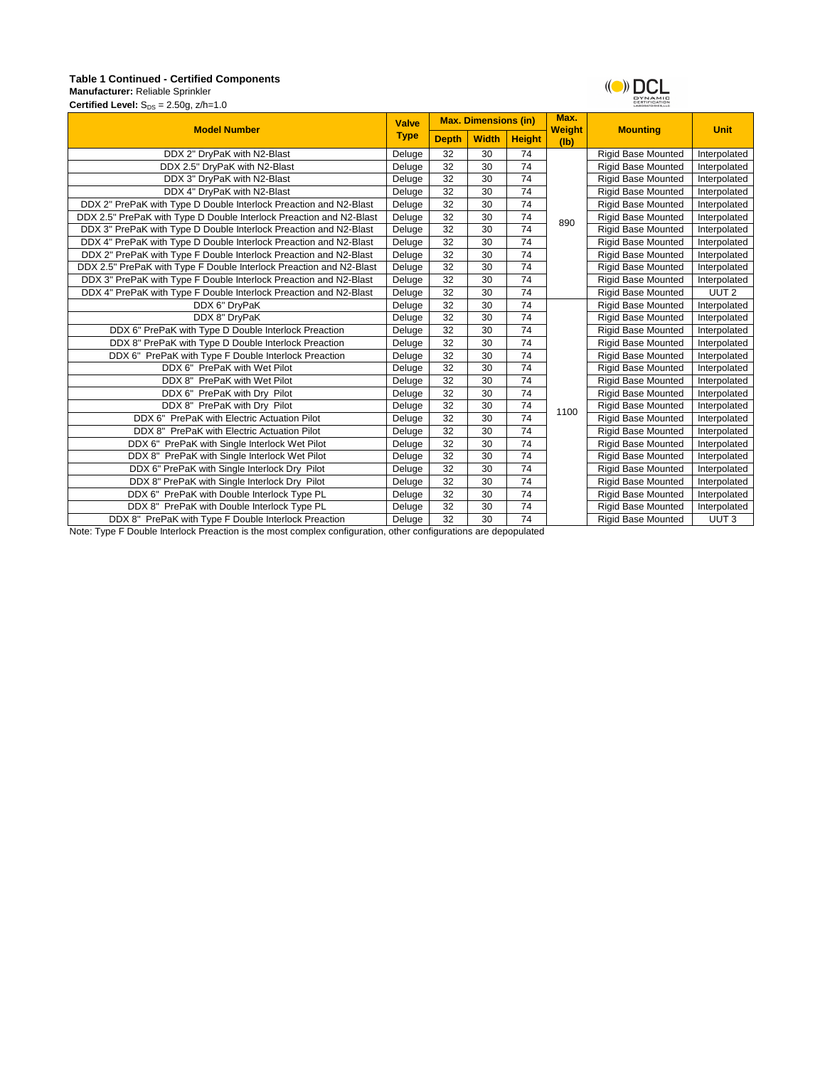**Table 1 Continued - Certified Components**

**Manufacturer:** Reliable Sprinkler

**Certified Level:** $S_{DS}$ = 2.50g, z/h=1.0

| Model Number | Valve Type | Max. Dimensions (in) | | | Max. Weight (lb) | Mounting | Unit |
|---|---|---|---|---|---|---|---|
| | | Depth | Width | Height | | | |
| DDX 2" DryPaK with N2-Blast | Deluge | 32 | 30 | 74 | 890 | Rigid Base Mounted | Interpolated |
| DDX 2.5" DryPaK with N2-Blast | Deluge | 32 | 30 | 74 | | Rigid Base Mounted | Interpolated |
| DDX 3" DryPaK with N2-Blast | Deluge | 32 | 30 | 74 | | Rigid Base Mounted | Interpolated |
| DDX 4" DryPaK with N2-Blast | Deluge | 32 | 30 | 74 | | Rigid Base Mounted | Interpolated |
| DDX 2" PrePaK with Type D Double Interlock Preaction and N2-Blast | Deluge | 32 | 30 | 74 | | Rigid Base Mounted | Interpolated |
| DDX 2.5" PrePaK with Type D Double Interlock Preaction and N2-Blast | Deluge | 32 | 30 | 74 | | Rigid Base Mounted | Interpolated |
| DDX 3" PrePaK with Type D Double Interlock Preaction and N2-Blast | Deluge | 32 | 30 | 74 | | Rigid Base Mounted | Interpolated |
| DDX 4" PrePaK with Type D Double Interlock Preaction and N2-Blast | Deluge | 32 | 30 | 74 | | Rigid Base Mounted | Interpolated |
| DDX 2" PrePaK with Type F Double Interlock Preaction and N2-Blast | Deluge | 32 | 30 | 74 | | Rigid Base Mounted | Interpolated |
| DDX 2.5" PrePaK with Type F Double Interlock Preaction and N2-Blast | Deluge | 32 | 30 | 74 | | Rigid Base Mounted | Interpolated |
| DDX 3" PrePaK with Type F Double Interlock Preaction and N2-Blast | Deluge | 32 | 30 | 74 | | Rigid Base Mounted | Interpolated |
| DDX 4" PrePaK with Type F Double Interlock Preaction and N2-Blast | Deluge | 32 | 30 | 74 | | Rigid Base Mounted | UUT 2 |
| DDX 6" DryPaK | Deluge | 32 | 30 | 74 | 1100 | Rigid Base Mounted | Interpolated |
| DDX 8" DryPaK | Deluge | 32 | 30 | 74 | | Rigid Base Mounted | Interpolated |
| DDX 6" PrePaK with Type D Double Interlock Preaction | Deluge | 32 | 30 | 74 | | Rigid Base Mounted | Interpolated |
| DDX 8" PrePaK with Type D Double Interlock Preaction | Deluge | 32 | 30 | 74 | | Rigid Base Mounted | Interpolated |
| DDX 6" PrePaK with Type F Double Interlock Preaction | Deluge | 32 | 30 | 74 | | Rigid Base Mounted | Interpolated |
| DDX 6" PrePaK with Wet Pilot | Deluge | 32 | 30 | 74 | | Rigid Base Mounted | Interpolated |
| DDX 8" PrePaK with Wet Pilot | Deluge | 32 | 30 | 74 | | Rigid Base Mounted | Interpolated |
| DDX 6" PrePaK with Dry Pilot | Deluge | 32 | 30 | 74 | | Rigid Base Mounted | Interpolated |
| DDX 8" PrePaK with Dry Pilot | Deluge | 32 | 30 | 74 | | Rigid Base Mounted | Interpolated |
| DDX 6" PrePaK with Electric Actuation Pilot | Deluge | 32 | 30 | 74 | | Rigid Base Mounted | Interpolated |
| DDX 8" PrePaK with Electric Actuation Pilot | Deluge | 32 | 30 | 74 | | Rigid Base Mounted | Interpolated |
| DDX 6" PrePaK with Single Interlock Wet Pilot | Deluge | 32 | 30 | 74 | | Rigid Base Mounted | Interpolated |
| DDX 8" PrePaK with Single Interlock Wet Pilot | Deluge | 32 | 30 | 74 | | Rigid Base Mounted | Interpolated |
| DDX 6" PrePaK with Single Interlock Dry Pilot | Deluge | 32 | 30 | 74 | | Rigid Base Mounted | Interpolated |
| DDX 8" PrePaK with Single Interlock Dry Pilot | Deluge | 32 | 30 | 74 | | Rigid Base Mounted | Interpolated |
| DDX 6" PrePaK with Double Interlock Type PL | Deluge | 32 | 30 | 74 | | Rigid Base Mounted | Interpolated |
| DDX 8" PrePaK with Double Interlock Type PL | Deluge | 32 | 30 | 74 | | Rigid Base Mounted | Interpolated |
| DDX 8" PrePaK with Type F Double Interlock Preaction | Deluge | 32 | 30 | 74 | | Rigid Base Mounted | UUT 3 |

Note: Type F Double Interlock Preaction is the most complex configuration, other configurations are depopulated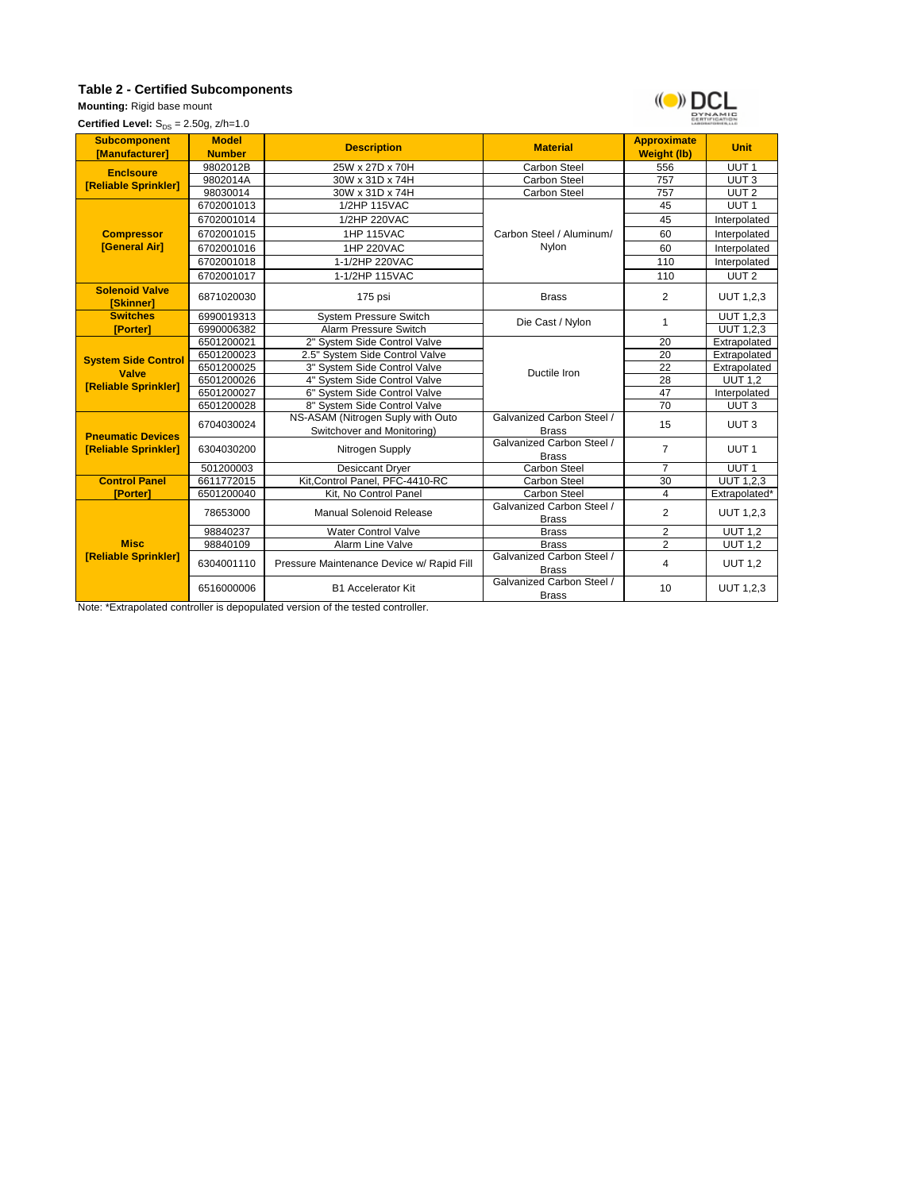### Table 2 - Certified Subcomponents

**Mounting:** Rigid base mount

**Certified Level:** $S_{DS}$ = 2.50g, z/h=1.0

| Subcomponent [Manufacturer] | Model Number | Description | Material | Approximate Weight (lb) | Unit |
|---|---|---|---|---|---|
| Enclsoure [Reliable Sprinkler] | 9802012B | 25W x 27D x 70H | Carbon Steel | 556 | UUT 1 |
| | 9802014A | 30W x 31D x 74H | Carbon Steel | 757 | UUT 3 |
| | 98030014 | 30W x 31D x 74H | Carbon Steel | 757 | UUT 2 |
| Compressor [General Air] | 6702001013 | 1/2HP 115VAC | Carbon Steel / Aluminum/ Nylon | 45 | UUT 1 |
| | 6702001014 | 1/2HP 220VAC | | 45 | Interpolated |
| | 6702001015 | 1HP 115VAC | | 60 | Interpolated |
| | 6702001016 | 1HP 220VAC | | 60 | Interpolated |
| | 6702001018 | 1-1/2HP 220VAC | | 110 | Interpolated |
| | 6702001017 | 1-1/2HP 115VAC | | 110 | UUT 2 |
| Solenoid Valve [Skinner] | 6871020030 | 175 psi | Brass | 2 | UUT 1,2,3 |
| Switches [Porter] | 6990019313 | System Pressure Switch | Die Cast / Nylon | 1 | UUT 1,2,3 |
| | 6990006382 | Alarm Pressure Switch | | | UUT 1,2,3 |
| System Side Control Valve [Reliable Sprinkler] | 6501200021 | 2" System Side Control Valve | Ductile Iron | 20 | Extrapolated |
| | 6501200023 | 2.5" System Side Control Valve | | 20 | Extrapolated |
| | 6501200025 | 3" System Side Control Valve | | 22 | Extrapolated |
| | 6501200026 | 4" System Side Control Valve | | 28 | UUT 1,2 |
| | 6501200027 | 6" System Side Control Valve | | 47 | Interpolated |
| | 6501200028 | 8" System Side Control Valve | | 70 | UUT 3 |
| Pneumatic Devices [Reliable Sprinkler] | 6704030024 | NS-ASAM (Nitrogen Suply with Outo Switchover and Monitoring) | Galvanized Carbon Steel / Brass | 15 | UUT 3 |
| | 6304030200 | Nitrogen Supply | Galvanized Carbon Steel / Brass | 7 | UUT 1 |
| | 501200003 | Desiccant Dryer | Carbon Steel | 7 | UUT 1 |
| Control Panel [Porter] | 6611772015 | Kit,Control Panel, PFC-4410-RC | Carbon Steel | 30 | UUT 1,2,3 |
| | 6501200040 | Kit, No Control Panel | Carbon Steel | 4 | Extrapolated* |
| Misc [Reliable Sprinkler] | 78653000 | Manual Solenoid Release | Galvanized Carbon Steel / Brass | 2 | UUT 1,2,3 |
| | 98840237 | Water Control Valve | Brass | 2 | UUT 1,2 |
| | 98840109 | Alarm Line Valve | Brass | 2 | UUT 1,2 |
| | 6304001110 | Pressure Maintenance Device w/ Rapid Fill | Galvanized Carbon Steel / Brass | 4 | UUT 1,2 |
| | 6516000006 | B1 Accelerator Kit | Galvanized Carbon Steel / Brass | 10 | UUT 1,2,3 |

Note: *Extrapolated controller is depopulated version of the tested controller.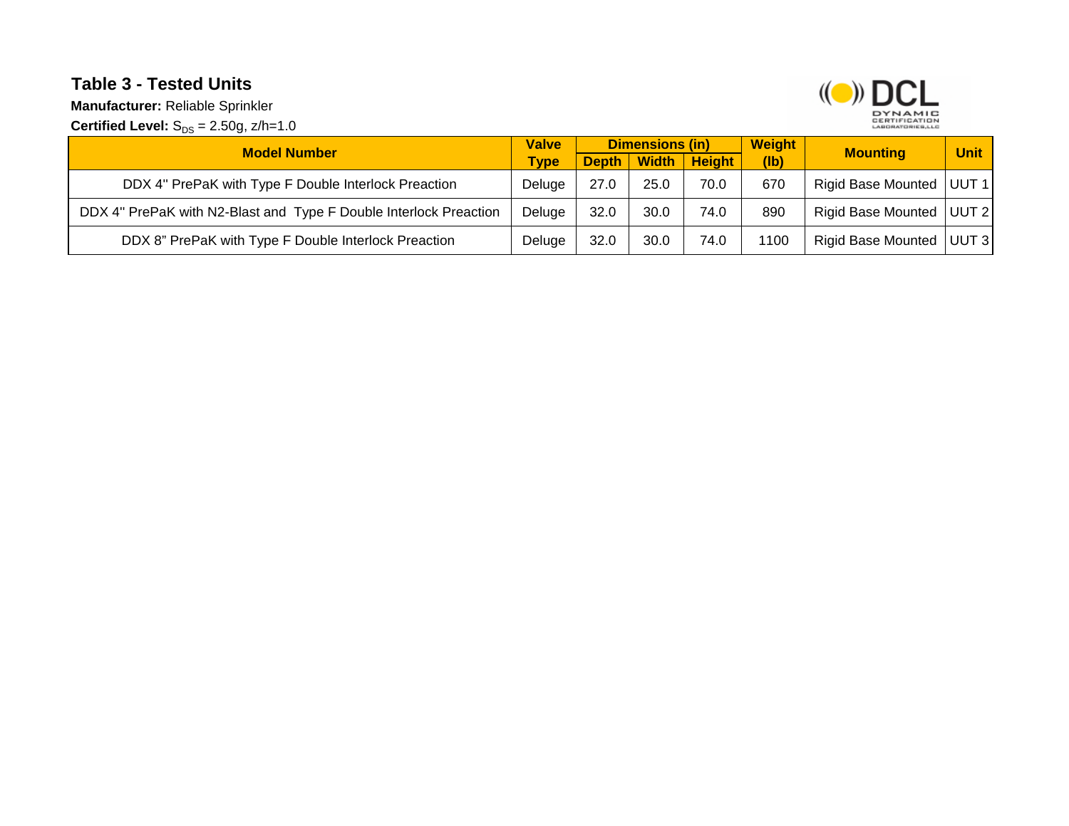## Table 3 - Tested Units

**Manufacturer:** Reliable Sprinkler

**Certified Level:** $S_{DS}$ = 2.50g, z/h=1.0

| Model Number | Valve Type | Dimensions (in) | | | Weight (lb) | Mounting | Unit |
|---|---|---|---|---|---|---|---|
| | | Depth | Width | Height | | | |
| DDX 4" PrePaK with Type F Double Interlock Preaction | Deluge | 27.0 | 25.0 | 70.0 | 670 | Rigid Base Mounted | UUT 1 |
| DDX 4" PrePaK with N2-Blast and Type F Double Interlock Preaction | Deluge | 32.0 | 30.0 | 74.0 | 890 | Rigid Base Mounted | UUT 2 |
| DDX 8" PrePaK with Type F Double Interlock Preaction | Deluge | 32.0 | 30.0 | 74.0 | 1100 | Rigid Base Mounted | UUT 3 |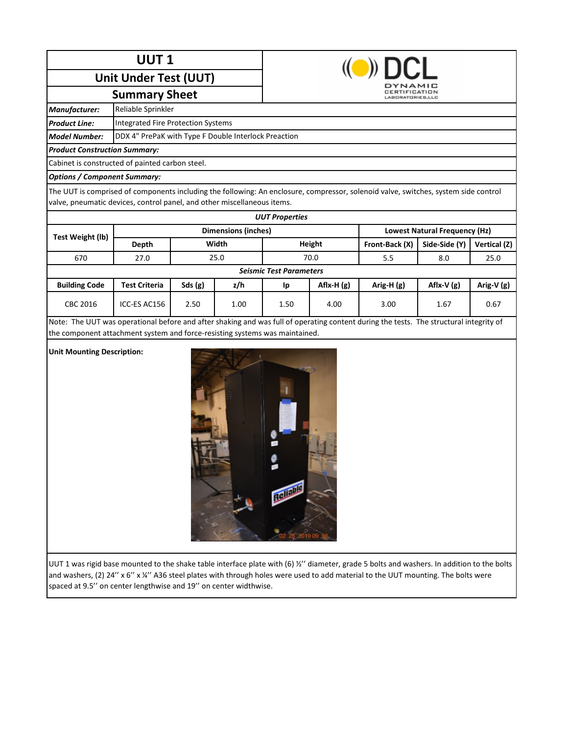# UUT 1

## Unit Under Test (UUT)

## Summary Sheet

| | |
|---|---|
| ***Manufacturer:*** | Reliable Sprinkler |
| ***Product Line:*** | Integrated Fire Protection Systems |
| ***Model Number:*** | DDX 4" PrePaK with Type F Double Interlock Preaction |

***Product Construction Summary:***

Cabinet is constructed of painted carbon steel.

***Options / Component Summary:***

The UUT is comprised of components including the following: An enclosure, compressor, solenoid valve, switches, system side control valve, pneumatic devices, control panel, and other miscellaneous items.

***UUT Properties***

| **Test Weight (lb)** | **Dimensions (inches)** | | | **Lowest Natural Frequency (Hz)** | | |
|---|---|---|---|---|---|---|
| | **Depth** | **Width** | **Height** | **Front-Back (X)** | **Side-Side (Y)** | **Vertical (Z)** |
| 670 | 27.0 | 25.0 | 70.0 | 5.5 | 8.0 | 25.0 |

***Seismic Test Parameters***

| **Building Code** | **Test Criteria** | **Sds (g)** | **z/h** | **Ip** | **Aflx-H (g)** | **Arig-H (g)** | **Aflx-V (g)** | **Arig-V (g)** |
|---|---|---|---|---|---|---|---|---|
| CBC 2016 | ICC-ES AC156 | 2.50 | 1.00 | 1.50 | 4.00 | 3.00 | 1.67 | 0.67 |

Note: The UUT was operational before and after shaking and was full of operating content during the tests. The structural integrity of the component attachment system and force-resisting systems was maintained.

**Unit Mounting Description:**

UUT 1 was rigid base mounted to the shake table interface plate with (6) ½'' diameter, grade 5 bolts and washers. In addition to the bolts and washers, (2) 24'' x 6'' x ¼'' A36 steel plates with through holes were used to add material to the UUT mounting. The bolts were spaced at 9.5'' on center lengthwise and 19'' on center widthwise.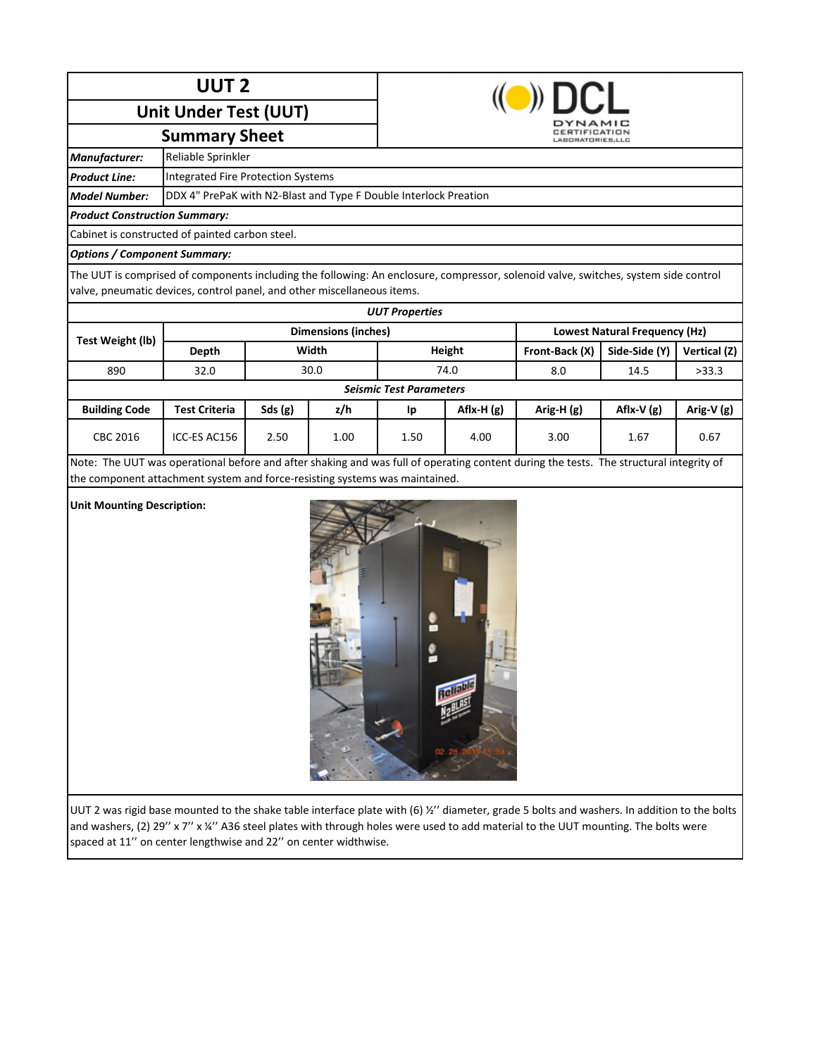# UUT 2

## Unit Under Test (UUT)

## Summary Sheet

DYNAMIC CERTIFICATION LABORATORIES, LLC

| | |
|---|---|
| ***Manufacturer:*** | Reliable Sprinkler |
| ***Product Line:*** | Integrated Fire Protection Systems |
| ***Model Number:*** | DDX 4" PrePaK with N2-Blast and Type F Double Interlock Preation |

***Product Construction Summary:***

Cabinet is constructed of painted carbon steel.

***Options / Component Summary:***

The UUT is comprised of components including the following: An enclosure, compressor, solenoid valve, switches, system side control valve, pneumatic devices, control panel, and other miscellaneous items.

***UUT Properties***

| **Test Weight (lb)** | **Dimensions (inches)** | | | **Lowest Natural Frequency (Hz)** | | |
|---|---|---|---|---|---|---|
| | **Depth** | **Width** | **Height** | **Front-Back (X)** | **Side-Side (Y)** | **Vertical (Z)** |
| 890 | 32.0 | 30.0 | 74.0 | 8.0 | 14.5 | >33.3 |

***Seismic Test Parameters***

| **Building Code** | **Test Criteria** | **Sds (g)** | **z/h** | **Ip** | **Aflx-H (g)** | **Arig-H (g)** | **Aflx-V (g)** | **Arig-V (g)** |
|---|---|---|---|---|---|---|---|---|
| CBC 2016 | ICC-ES AC156 | 2.50 | 1.00 | 1.50 | 4.00 | 3.00 | 1.67 | 0.67 |

Note: The UUT was operational before and after shaking and was full of operating content during the tests. The structural integrity of the component attachment system and force-resisting systems was maintained.

**Unit Mounting Description:**

UUT 2 was rigid base mounted to the shake table interface plate with (6) ½'' diameter, grade 5 bolts and washers. In addition to the bolts and washers, (2) 29'' x 7'' x ¼'' A36 steel plates with through holes were used to add material to the UUT mounting. The bolts were spaced at 11'' on center lengthwise and 22'' on center widthwise.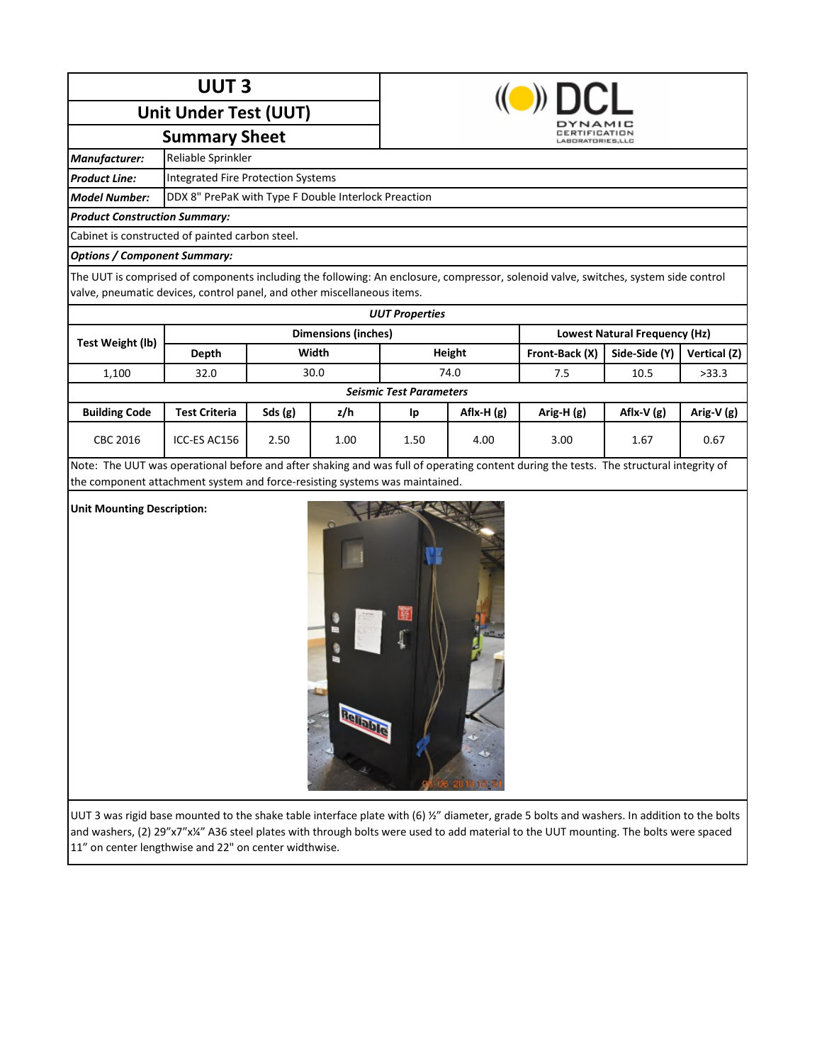# UUT 3

## Unit Under Test (UUT)

## Summary Sheet

| | |
|---|---|
| ***Manufacturer:*** | Reliable Sprinkler |
| ***Product Line:*** | Integrated Fire Protection Systems |
| ***Model Number:*** | DDX 8" PrePaK with Type F Double Interlock Preaction |

***Product Construction Summary:***

Cabinet is constructed of painted carbon steel.

***Options / Component Summary:***

The UUT is comprised of components including the following: An enclosure, compressor, solenoid valve, switches, system side control valve, pneumatic devices, control panel, and other miscellaneous items.

***UUT Properties***

| Test Weight (lb) | Dimensions (inches) | | | Lowest Natural Frequency (Hz) | | |
|---|---|---|---|---|---|---|
| | Depth | Width | Height | Front-Back (X) | Side-Side (Y) | Vertical (Z) |
| 1,100 | 32.0 | 30.0 | 74.0 | 7.5 | 10.5 | >33.3 |

***Seismic Test Parameters***

| Building Code | Test Criteria | Sds (g) | z/h | Ip | Aflx-H (g) | Arig-H (g) | Aflx-V (g) | Arig-V (g) |
|---|---|---|---|---|---|---|---|---|
| CBC 2016 | ICC-ES AC156 | 2.50 | 1.00 | 1.50 | 4.00 | 3.00 | 1.67 | 0.67 |

Note: The UUT was operational before and after shaking and was full of operating content during the tests. The structural integrity of the component attachment system and force-resisting systems was maintained.

**Unit Mounting Description:**

UUT 3 was rigid base mounted to the shake table interface plate with (6) ½" diameter, grade 5 bolts and washers. In addition to the bolts and washers, (2) 29"x7"x¼" A36 steel plates with through bolts were used to add material to the UUT mounting. The bolts were spaced 11" on center lengthwise and 22" on center widthwise.